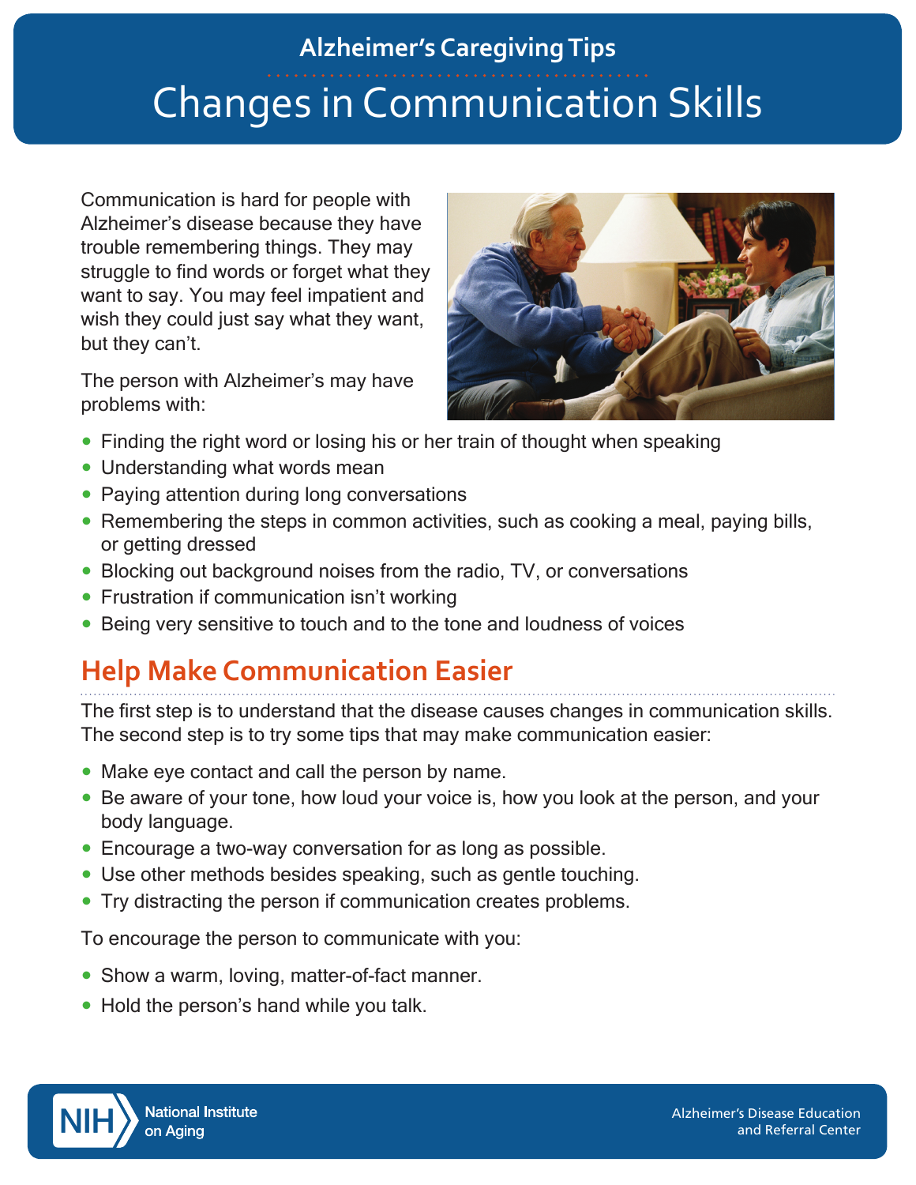Alzheimer's Caregiving Tips

# Changes in Communication Skills

Communication is hard for people with Alzheimer's disease because they have trouble remembering things. They may struggle to find words or forget what they want to say. You may feel impatient and wish they could just say what they want, but they can't.

The person with Alzheimer's may have problems with:

- Finding the right word or losing his or her train of thought when speaking
- Understanding what words mean
- Paying attention during long conversations
- Remembering the steps in common activities, such as cooking a meal, paying bills, or getting dressed
- Blocking out background noises from the radio, TV, or conversations
- Frustration if communication isn't working
- Being very sensitive to touch and to the tone and loudness of voices

## Help Make Communication Easier

The first step is to understand that the disease causes changes in communication skills. The second step is to try some tips that may make communication easier:

- Make eye contact and call the person by name.
- Be aware of your tone, how loud your voice is, how you look at the person, and your body language.
- Encourage a two-way conversation for as long as possible.
- Use other methods besides speaking, such as gentle touching.
- Try distracting the person if communication creates problems.

To encourage the person to communicate with you:

- Show a warm, loving, matter-of-fact manner.
- Hold the person's hand while you talk.

NIH National Institute on Aging

Alzheimer's Disease Education and Referral Center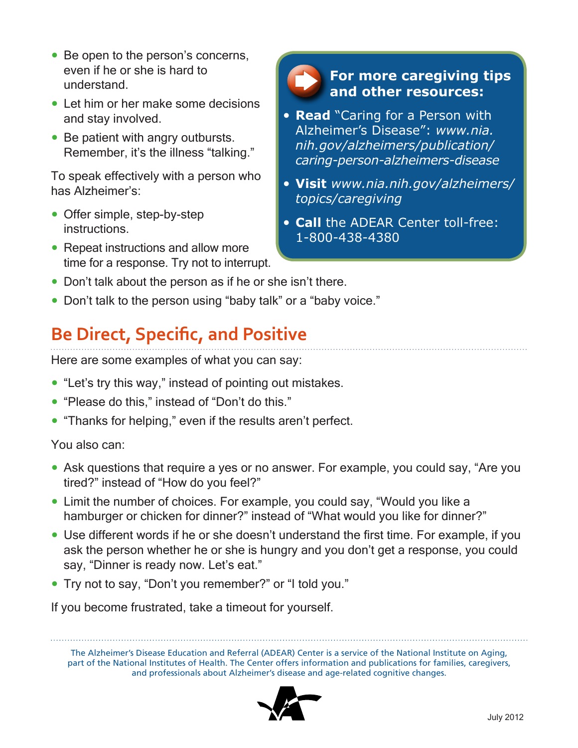- Be open to the person's concerns, even if he or she is hard to understand.
- Let him or her make some decisions and stay involved.
- Be patient with angry outbursts. Remember, it's the illness "talking."

To speak effectively with a person who has Alzheimer's:

- Offer simple, step-by-step instructions.
- Repeat instructions and allow more time for a response. Try not to interrupt.
- Don't talk about the person as if he or she isn't there.
- Don't talk to the person using "baby talk" or a "baby voice."

**For more caregiving tips and other resources:**

- **Read** "Caring for a Person with Alzheimer's Disease": *www.nia.nih.gov/alzheimers/publication/caring-person-alzheimers-disease*
- **Visit** *www.nia.nih.gov/alzheimers/topics/caregiving*
- **Call** the ADEAR Center toll-free: 1-800-438-4380

## Be Direct, Specific, and Positive

Here are some examples of what you can say:

- "Let's try this way," instead of pointing out mistakes.
- "Please do this," instead of "Don't do this."
- "Thanks for helping," even if the results aren't perfect.

You also can:

- Ask questions that require a yes or no answer. For example, you could say, "Are you tired?" instead of "How do you feel?"
- Limit the number of choices. For example, you could say, "Would you like a hamburger or chicken for dinner?" instead of "What would you like for dinner?"
- Use different words if he or she doesn't understand the first time. For example, if you ask the person whether he or she is hungry and you don't get a response, you could say, "Dinner is ready now. Let's eat."
- Try not to say, "Don't you remember?" or "I told you."

If you become frustrated, take a timeout for yourself.

The Alzheimer's Disease Education and Referral (ADEAR) Center is a service of the National Institute on Aging, part of the National Institutes of Health. The Center offers information and publications for families, caregivers, and professionals about Alzheimer's disease and age-related cognitive changes.

July 2012